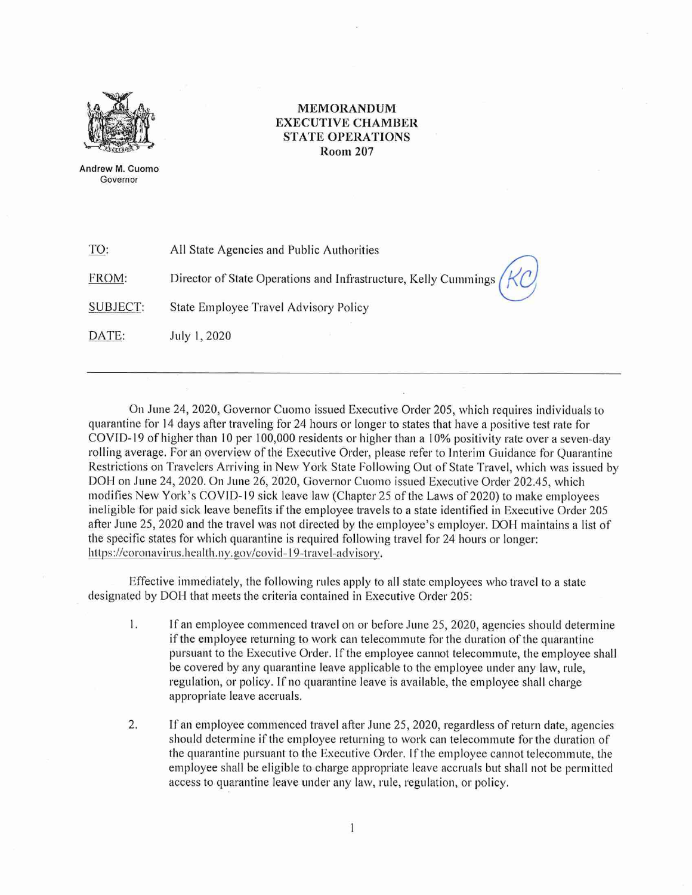Andrew M. Cuomo
Governor

**MEMORANDUM**
**EXECUTIVE CHAMBER**
**STATE OPERATIONS**
**Room 207**

TO: All State Agencies and Public Authorities

FROM: Director of State Operations and Infrastructure, Kelly Cummings (KC)

SUBJECT: State Employee Travel Advisory Policy

DATE: July 1, 2020

---

On June 24, 2020, Governor Cuomo issued Executive Order 205, which requires individuals to quarantine for 14 days after traveling for 24 hours or longer to states that have a positive test rate for COVID-19 of higher than 10 per 100,000 residents or higher than a 10% positivity rate over a seven-day rolling average. For an overview of the Executive Order, please refer to Interim Guidance for Quarantine Restrictions on Travelers Arriving in New York State Following Out of State Travel, which was issued by DOH on June 24, 2020. On June 26, 2020, Governor Cuomo issued Executive Order 202.45, which modifies New York's COVID-19 sick leave law (Chapter 25 of the Laws of 2020) to make employees ineligible for paid sick leave benefits if the employee travels to a state identified in Executive Order 205 after June 25, 2020 and the travel was not directed by the employee's employer. DOH maintains a list of the specific states for which quarantine is required following travel for 24 hours or longer: https://coronavirus.health.ny.gov/covid-19-travel-advisory.

Effective immediately, the following rules apply to all state employees who travel to a state designated by DOH that meets the criteria contained in Executive Order 205:

1. If an employee commenced travel on or before June 25, 2020, agencies should determine if the employee returning to work can telecommute for the duration of the quarantine pursuant to the Executive Order. If the employee cannot telecommute, the employee shall be covered by any quarantine leave applicable to the employee under any law, rule, regulation, or policy. If no quarantine leave is available, the employee shall charge appropriate leave accruals.

2. If an employee commenced travel after June 25, 2020, regardless of return date, agencies should determine if the employee returning to work can telecommute for the duration of the quarantine pursuant to the Executive Order. If the employee cannot telecommute, the employee shall be eligible to charge appropriate leave accruals but shall not be permitted access to quarantine leave under any law, rule, regulation, or policy.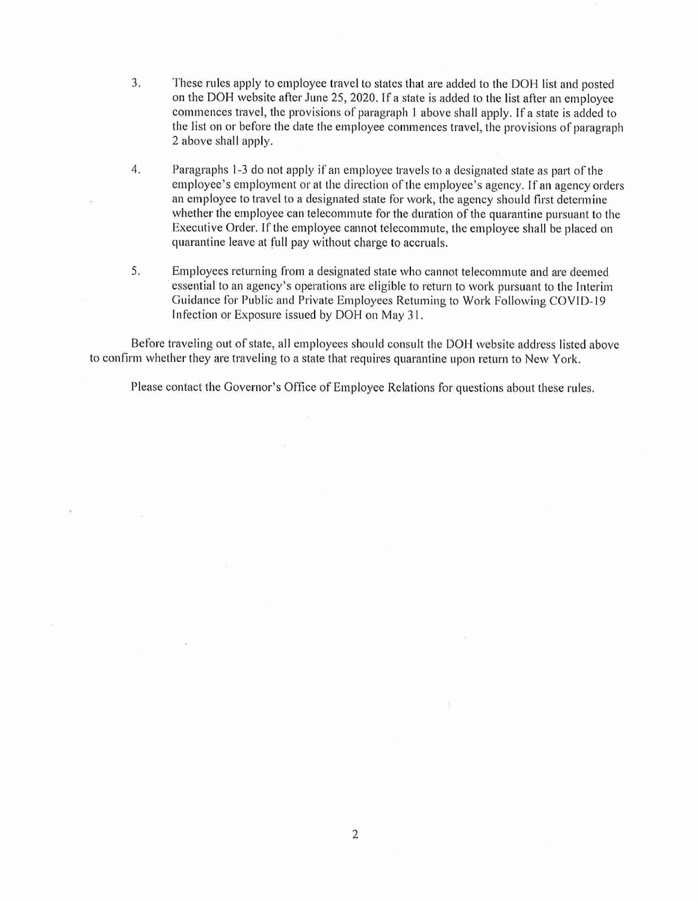3. These rules apply to employee travel to states that are added to the DOH list and posted on the DOH website after June 25, 2020. If a state is added to the list after an employee commences travel, the provisions of paragraph 1 above shall apply. If a state is added to the list on or before the date the employee commences travel, the provisions of paragraph 2 above shall apply.

4. Paragraphs 1-3 do not apply if an employee travels to a designated state as part of the employee's employment or at the direction of the employee's agency. If an agency orders an employee to travel to a designated state for work, the agency should first determine whether the employee can telecommute for the duration of the quarantine pursuant to the Executive Order. If the employee cannot telecommute, the employee shall be placed on quarantine leave at full pay without charge to accruals.

5. Employees returning from a designated state who cannot telecommute and are deemed essential to an agency's operations are eligible to return to work pursuant to the Interim Guidance for Public and Private Employees Returning to Work Following COVID-19 Infection or Exposure issued by DOH on May 31.

Before traveling out of state, all employees should consult the DOH website address listed above to confirm whether they are traveling to a state that requires quarantine upon return to New York.

Please contact the Governor's Office of Employee Relations for questions about these rules.